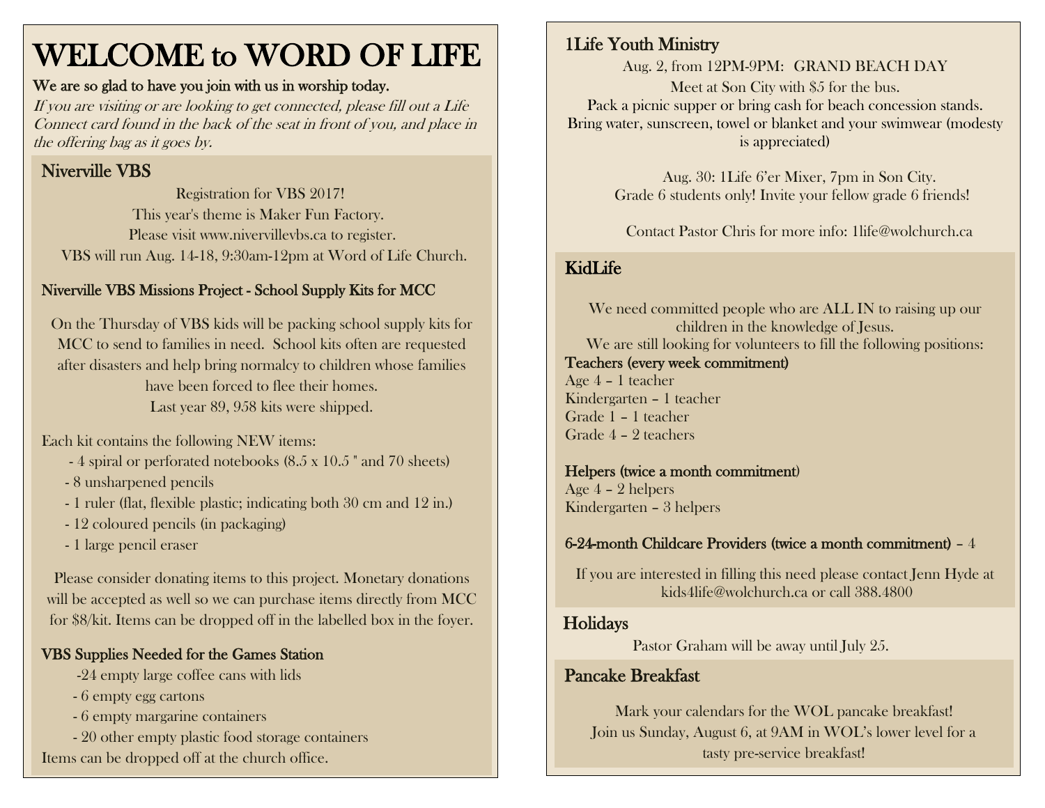# WELCOME to WORD OF LIFE

**We are so glad to have you join with us in worship today.**

*If you are visiting or are looking to get connected, please fill out a Life Connect card found in the back of the seat in front of you, and place in the offering bag as it goes by.*

## Niverville VBS

Registration for VBS 2017!
This year's theme is Maker Fun Factory.
Please visit www.nivervillevbs.ca to register.
VBS will run Aug. 14-18, 9:30am-12pm at Word of Life Church.

### Niverville VBS Missions Project - School Supply Kits for MCC

On the Thursday of VBS kids will be packing school supply kits for MCC to send to families in need. School kits often are requested after disasters and help bring normalcy to children whose families have been forced to flee their homes.
Last year 89, 958 kits were shipped.

Each kit contains the following NEW items:

- 4 spiral or perforated notebooks (8.5 x 10.5 " and 70 sheets)
- 8 unsharpened pencils
- 1 ruler (flat, flexible plastic; indicating both 30 cm and 12 in.)
- 12 coloured pencils (in packaging)
- 1 large pencil eraser

Please consider donating items to this project. Monetary donations will be accepted as well so we can purchase items directly from MCC for $8/kit. Items can be dropped off in the labelled box in the foyer.

### VBS Supplies Needed for the Games Station

- 24 empty large coffee cans with lids
- 6 empty egg cartons
- 6 empty margarine containers
- 20 other empty plastic food storage containers

Items can be dropped off at the church office.

## 1Life Youth Ministry

Aug. 2, from 12PM-9PM: GRAND BEACH DAY
Meet at Son City with $5 for the bus.
Pack a picnic supper or bring cash for beach concession stands.
Bring water, sunscreen, towel or blanket and your swimwear (modesty is appreciated)

Aug. 30: 1Life 6'er Mixer, 7pm in Son City.
Grade 6 students only! Invite your fellow grade 6 friends!

Contact Pastor Chris for more info: 1life@wolchurch.ca

## KidLife

We need committed people who are ALL IN to raising up our children in the knowledge of Jesus.
We are still looking for volunteers to fill the following positions:

**Teachers (every week commitment)**
Age 4 – 1 teacher
Kindergarten – 1 teacher
Grade 1 – 1 teacher
Grade 4 – 2 teachers

**Helpers (twice a month commitment)**
Age 4 – 2 helpers
Kindergarten – 3 helpers

**6-24-month Childcare Providers (twice a month commitment)** – 4

If you are interested in filling this need please contact Jenn Hyde at kids4life@wolchurch.ca or call 388.4800

## Holidays

Pastor Graham will be away until July 25.

## Pancake Breakfast

Mark your calendars for the WOL pancake breakfast!
Join us Sunday, August 6, at 9AM in WOL's lower level for a tasty pre-service breakfast!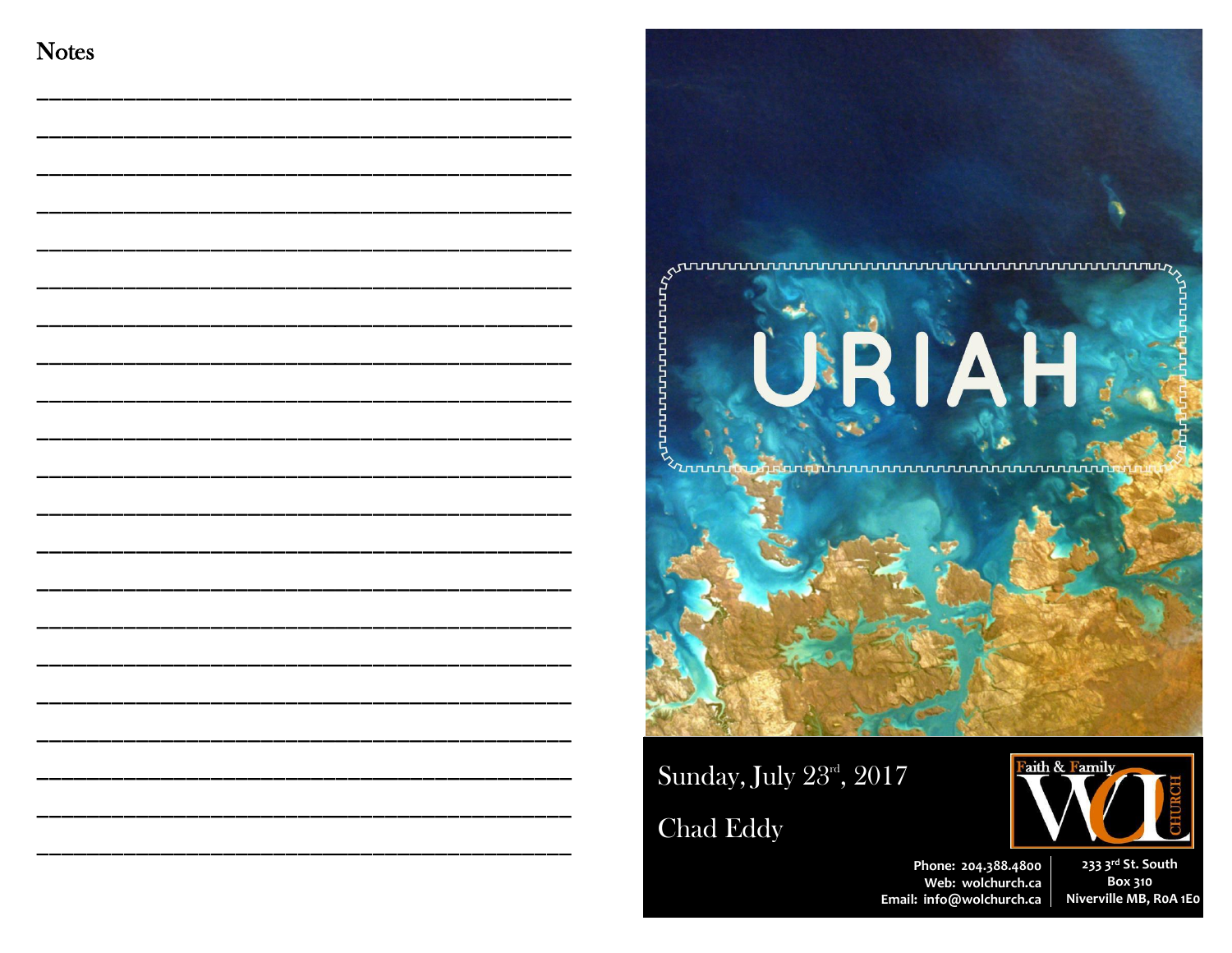## Notes

\_\_\_\_\_\_\_\_\_\_\_\_\_\_\_\_\_\_\_\_\_\_\_\_\_\_\_\_\_\_\_\_\_\_\_\_\_\_\_\_\_\_\_\_\_\_\_\_\_\_\_\_

\_\_\_\_\_\_\_\_\_\_\_\_\_\_\_\_\_\_\_\_\_\_\_\_\_\_\_\_\_\_\_\_\_\_\_\_\_\_\_\_\_\_\_\_\_\_\_\_\_\_\_\_

\_\_\_\_\_\_\_\_\_\_\_\_\_\_\_\_\_\_\_\_\_\_\_\_\_\_\_\_\_\_\_\_\_\_\_\_\_\_\_\_\_\_\_\_\_\_\_\_\_\_\_\_

\_\_\_\_\_\_\_\_\_\_\_\_\_\_\_\_\_\_\_\_\_\_\_\_\_\_\_\_\_\_\_\_\_\_\_\_\_\_\_\_\_\_\_\_\_\_\_\_\_\_\_\_

\_\_\_\_\_\_\_\_\_\_\_\_\_\_\_\_\_\_\_\_\_\_\_\_\_\_\_\_\_\_\_\_\_\_\_\_\_\_\_\_\_\_\_\_\_\_\_\_\_\_\_\_

\_\_\_\_\_\_\_\_\_\_\_\_\_\_\_\_\_\_\_\_\_\_\_\_\_\_\_\_\_\_\_\_\_\_\_\_\_\_\_\_\_\_\_\_\_\_\_\_\_\_\_\_

\_\_\_\_\_\_\_\_\_\_\_\_\_\_\_\_\_\_\_\_\_\_\_\_\_\_\_\_\_\_\_\_\_\_\_\_\_\_\_\_\_\_\_\_\_\_\_\_\_\_\_\_

\_\_\_\_\_\_\_\_\_\_\_\_\_\_\_\_\_\_\_\_\_\_\_\_\_\_\_\_\_\_\_\_\_\_\_\_\_\_\_\_\_\_\_\_\_\_\_\_\_\_\_\_

\_\_\_\_\_\_\_\_\_\_\_\_\_\_\_\_\_\_\_\_\_\_\_\_\_\_\_\_\_\_\_\_\_\_\_\_\_\_\_\_\_\_\_\_\_\_\_\_\_\_\_\_

\_\_\_\_\_\_\_\_\_\_\_\_\_\_\_\_\_\_\_\_\_\_\_\_\_\_\_\_\_\_\_\_\_\_\_\_\_\_\_\_\_\_\_\_\_\_\_\_\_\_\_\_

\_\_\_\_\_\_\_\_\_\_\_\_\_\_\_\_\_\_\_\_\_\_\_\_\_\_\_\_\_\_\_\_\_\_\_\_\_\_\_\_\_\_\_\_\_\_\_\_\_\_\_\_

\_\_\_\_\_\_\_\_\_\_\_\_\_\_\_\_\_\_\_\_\_\_\_\_\_\_\_\_\_\_\_\_\_\_\_\_\_\_\_\_\_\_\_\_\_\_\_\_\_\_\_\_

\_\_\_\_\_\_\_\_\_\_\_\_\_\_\_\_\_\_\_\_\_\_\_\_\_\_\_\_\_\_\_\_\_\_\_\_\_\_\_\_\_\_\_\_\_\_\_\_\_\_\_\_

\_\_\_\_\_\_\_\_\_\_\_\_\_\_\_\_\_\_\_\_\_\_\_\_\_\_\_\_\_\_\_\_\_\_\_\_\_\_\_\_\_\_\_\_\_\_\_\_\_\_\_\_

\_\_\_\_\_\_\_\_\_\_\_\_\_\_\_\_\_\_\_\_\_\_\_\_\_\_\_\_\_\_\_\_\_\_\_\_\_\_\_\_\_\_\_\_\_\_\_\_\_\_\_\_

\_\_\_\_\_\_\_\_\_\_\_\_\_\_\_\_\_\_\_\_\_\_\_\_\_\_\_\_\_\_\_\_\_\_\_\_\_\_\_\_\_\_\_\_\_\_\_\_\_\_\_\_

\_\_\_\_\_\_\_\_\_\_\_\_\_\_\_\_\_\_\_\_\_\_\_\_\_\_\_\_\_\_\_\_\_\_\_\_\_\_\_\_\_\_\_\_\_\_\_\_\_\_\_\_

\_\_\_\_\_\_\_\_\_\_\_\_\_\_\_\_\_\_\_\_\_\_\_\_\_\_\_\_\_\_\_\_\_\_\_\_\_\_\_\_\_\_\_\_\_\_\_\_\_\_\_\_

\_\_\_\_\_\_\_\_\_\_\_\_\_\_\_\_\_\_\_\_\_\_\_\_\_\_\_\_\_\_\_\_\_\_\_\_\_\_\_\_\_\_\_\_\_\_\_\_\_\_\_\_

\_\_\_\_\_\_\_\_\_\_\_\_\_\_\_\_\_\_\_\_\_\_\_\_\_\_\_\_\_\_\_\_\_\_\_\_\_\_\_\_\_\_\_\_\_\_\_\_\_\_\_\_

\_\_\_\_\_\_\_\_\_\_\_\_\_\_\_\_\_\_\_\_\_\_\_\_\_\_\_\_\_\_\_\_\_\_\_\_\_\_\_\_\_\_\_\_\_\_\_\_\_\_\_\_

# URIAH

Sunday, July 23rd, 2017

Chad Eddy

Faith & Family WOL CHURCH

**Phone: 204.388.4800**
**Web: wolchurch.ca**
**Email: info@wolchurch.ca**

**233 3rd St. South**
**Box 310**
**Niverville MB, R0A 1E0**